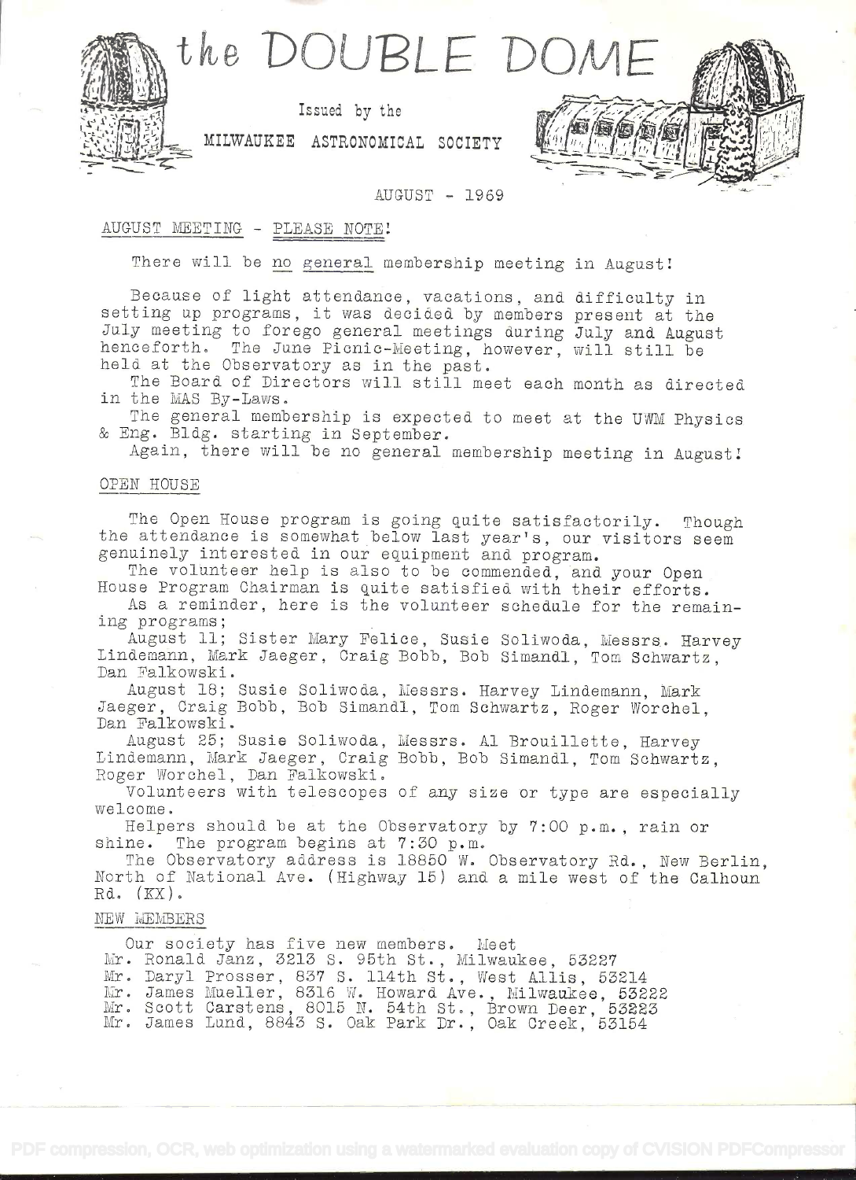# the DOUBLE DOME

Issued by the

MILWAUKEE ASTRONOMICAL SOCIETY

AUGUST - 1969

## AUGUST MEETING - PLEASE NOTE!

There will be no general membership meeting in August!

Because of light attendance, vacations, and difficulty in setting up programs, it was decided by members present at the July meeting to forego general meetings during July and August henceforth. The June Picnic-Meeting, however, will still be held at the Observatory as in the past.

The Board of Directors will still meet each month as directed in the MAS By-Laws.

The general membership is expected to meet at the UWM Physics & Eng. Bldg. starting in September.

Again, there will be no general membership meeting in August!

## OPEN HOUSE

The Open House program is going quite satisfactorily. Though the attendance is somewhat below last year's, our visitors seem genuinely interested in our equipment and program.

The volunteer help is also to be commended, and your Open House Program Chairman is quite satisfied with their efforts.

As a reminder, here is the volunteer schedule for the remaining programs;

August 11; Sister Mary Felice, Susie Soliwoda, Messrs. Harvey Lindemann, Mark Jaeger, Craig Bobb, Bob Simandl, Tom Schwartz, Dan Falkowski.

August 18; Susie Soliwoda, Messrs. Harvey Lindemann, Mark Jaeger, Craig Bobb, Bob Simandl, Tom Schwartz, Roger Worchel, Dan Falkowski.

August 25; Susie Soliwoda, Messrs. Al Brouillette, Harvey Lindemann, Mark Jaeger, Craig Bobb, Bob Simandl, Tom Schwartz, Roger Worchel, Dan Falkowski.

Volunteers with telescopes of any size or type are especially welcome.

Helpers should be at the Observatory by 7:00 p.m., rain or shine. The program begins at 7:30 p.m.

The Observatory address is 18850 W. Observatory Rd., New Berlin, North of National Ave. (Highway 15) and a mile west of the Calhoun Rd. (KX).

## NEW MEMBERS

Our society has five new members. Meet

Mr. Ronald Janz, 3213 S. 95th St., Milwaukee, 53227
Mr. Daryl Prosser, 837 S. 114th St., West Allis, 53214
Mr. James Mueller, 8316 W. Howard Ave., Milwaukee, 53222
Mr. Scott Carstens, 8015 N. 54th St., Brown Deer, 53223
Mr. James Lund, 8843 S. Oak Park Dr., Oak Creek, 53154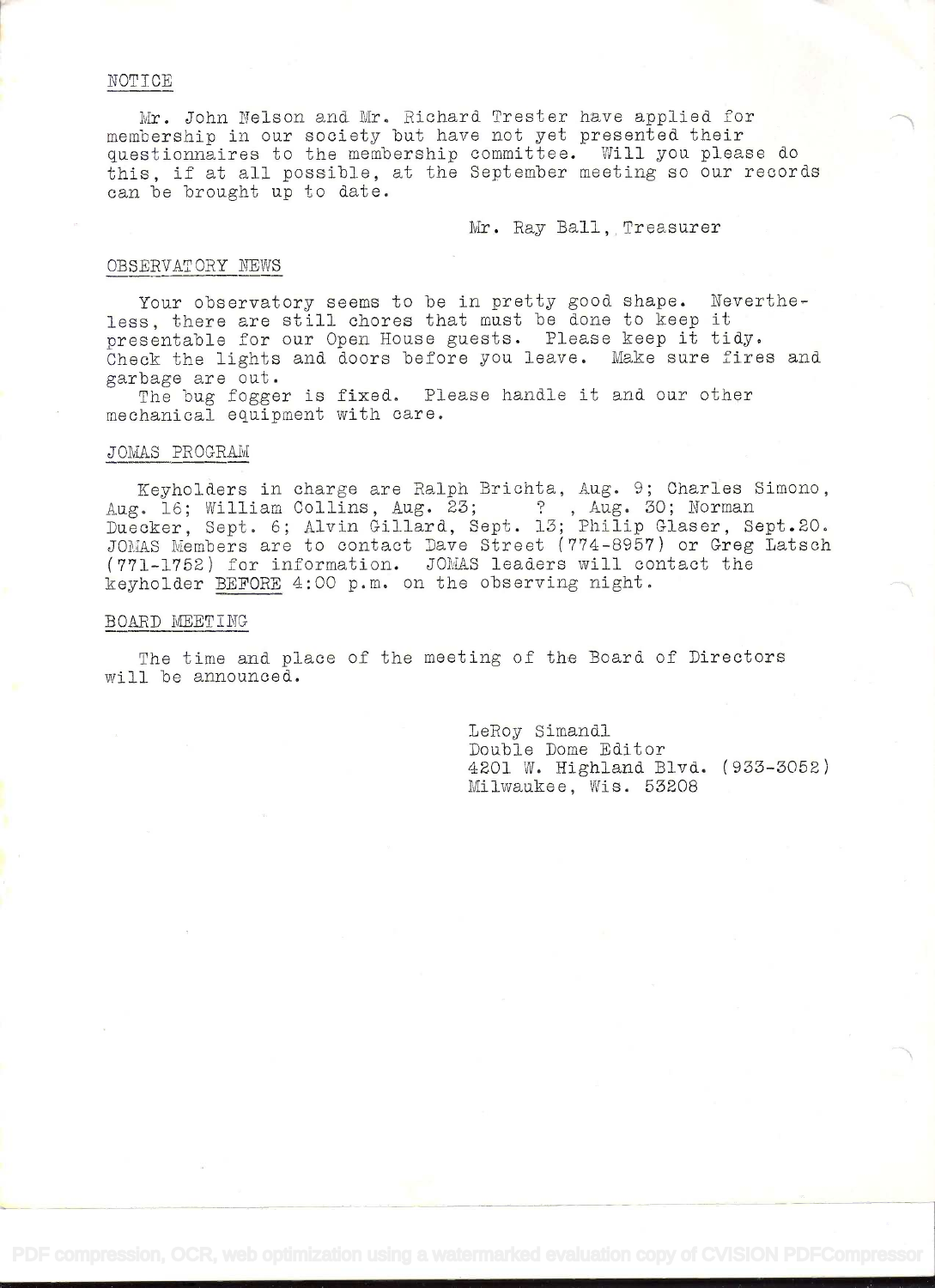## NOTICE

Mr. John Nelson and Mr. Richard Trester have applied for membership in our society but have not yet presented their questionnaires to the membership committee. Will you please do this, if at all possible, at the September meeting so our records can be brought up to date.

Mr. Ray Ball, Treasurer

## OBSERVATORY NEWS

Your observatory seems to be in pretty good shape. Nevertheless, there are still chores that must be done to keep it presentable for our Open House guests. Please keep it tidy. Check the lights and doors before you leave. Make sure fires and garbage are out.

The bug fogger is fixed. Please handle it and our other mechanical equipment with care.

## JOMAS PROGRAM

Keyholders in charge are Ralph Brichta, Aug. 9; Charles Simono, Aug. 16; William Collins, Aug. 23; ? , Aug. 30; Norman Duecker, Sept. 6; Alvin Gillard, Sept. 13; Philip Glaser, Sept.20. JOMAS Members are to contact Dave Street (774-8957) or Greg Latsch (771-1752) for information. JOMAS leaders will contact the keyholder BEFORE 4:00 p.m. on the observing night.

## BOARD MEETING

The time and place of the meeting of the Board of Directors will be announced.

LeRoy Simandl
Double Dome Editor
4201 W. Highland Blvd. (933-3052)
Milwaukee, Wis. 53208